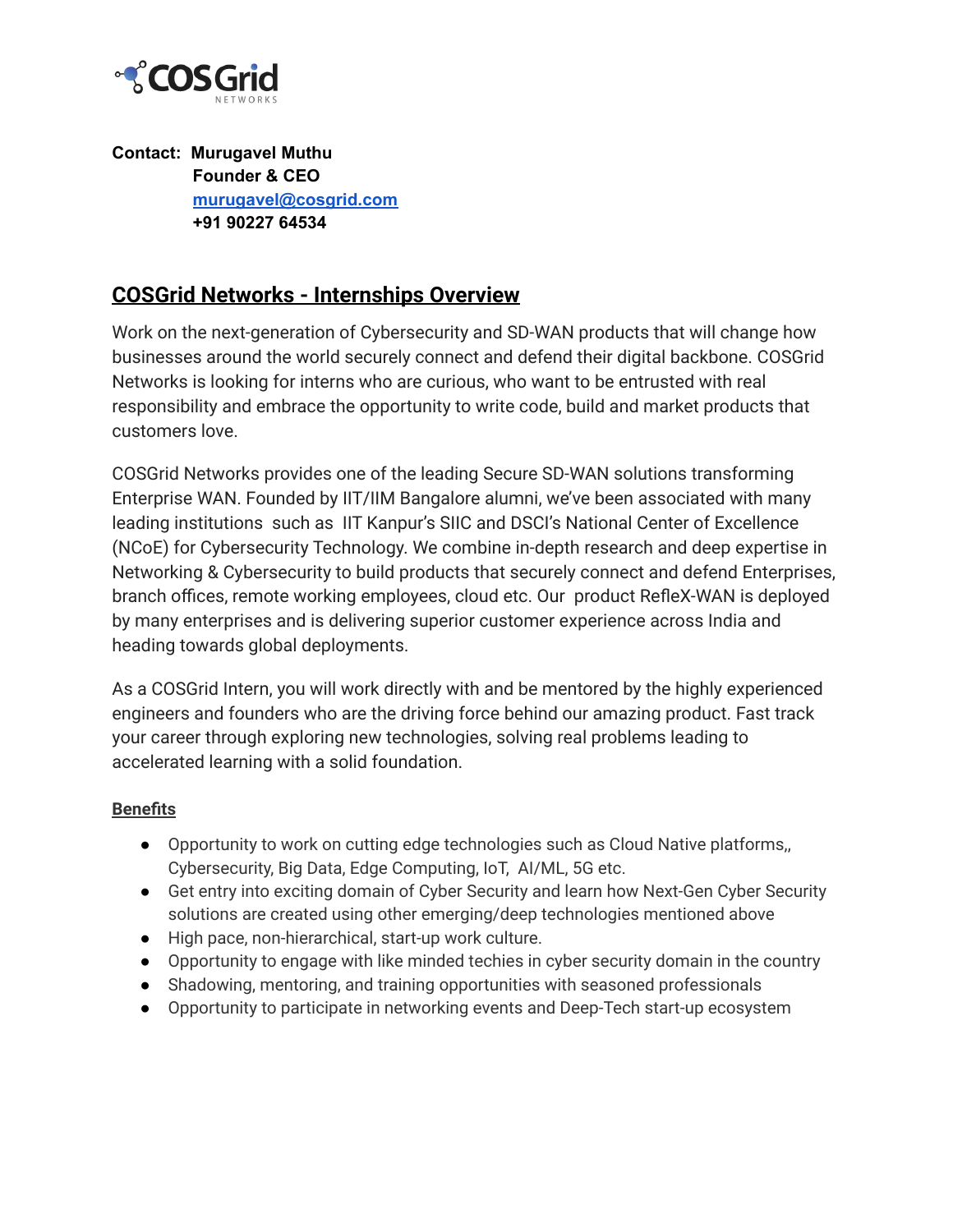**COSGrid**
NETWORKS

**Contact: Murugavel Muthu**
**Founder & CEO**
**[murugavel@cosgrid.com](mailto:murugavel@cosgrid.com)**
**+91 90227 64534**

## COSGrid Networks - Internships Overview

Work on the next-generation of Cybersecurity and SD-WAN products that will change how businesses around the world securely connect and defend their digital backbone. COSGrid Networks is looking for interns who are curious, who want to be entrusted with real responsibility and embrace the opportunity to write code, build and market products that customers love.

COSGrid Networks provides one of the leading Secure SD-WAN solutions transforming Enterprise WAN. Founded by IIT/IIM Bangalore alumni, we've been associated with many leading institutions such as IIT Kanpur's SIIC and DSCI's National Center of Excellence (NCoE) for Cybersecurity Technology. We combine in-depth research and deep expertise in Networking & Cybersecurity to build products that securely connect and defend Enterprises, branch offices, remote working employees, cloud etc. Our product RefleX-WAN is deployed by many enterprises and is delivering superior customer experience across India and heading towards global deployments.

As a COSGrid Intern, you will work directly with and be mentored by the highly experienced engineers and founders who are the driving force behind our amazing product. Fast track your career through exploring new technologies, solving real problems leading to accelerated learning with a solid foundation.

### Benefits

- Opportunity to work on cutting edge technologies such as Cloud Native platforms,, Cybersecurity, Big Data, Edge Computing, IoT, AI/ML, 5G etc.
- Get entry into exciting domain of Cyber Security and learn how Next-Gen Cyber Security solutions are created using other emerging/deep technologies mentioned above
- High pace, non-hierarchical, start-up work culture.
- Opportunity to engage with like minded techies in cyber security domain in the country
- Shadowing, mentoring, and training opportunities with seasoned professionals
- Opportunity to participate in networking events and Deep-Tech start-up ecosystem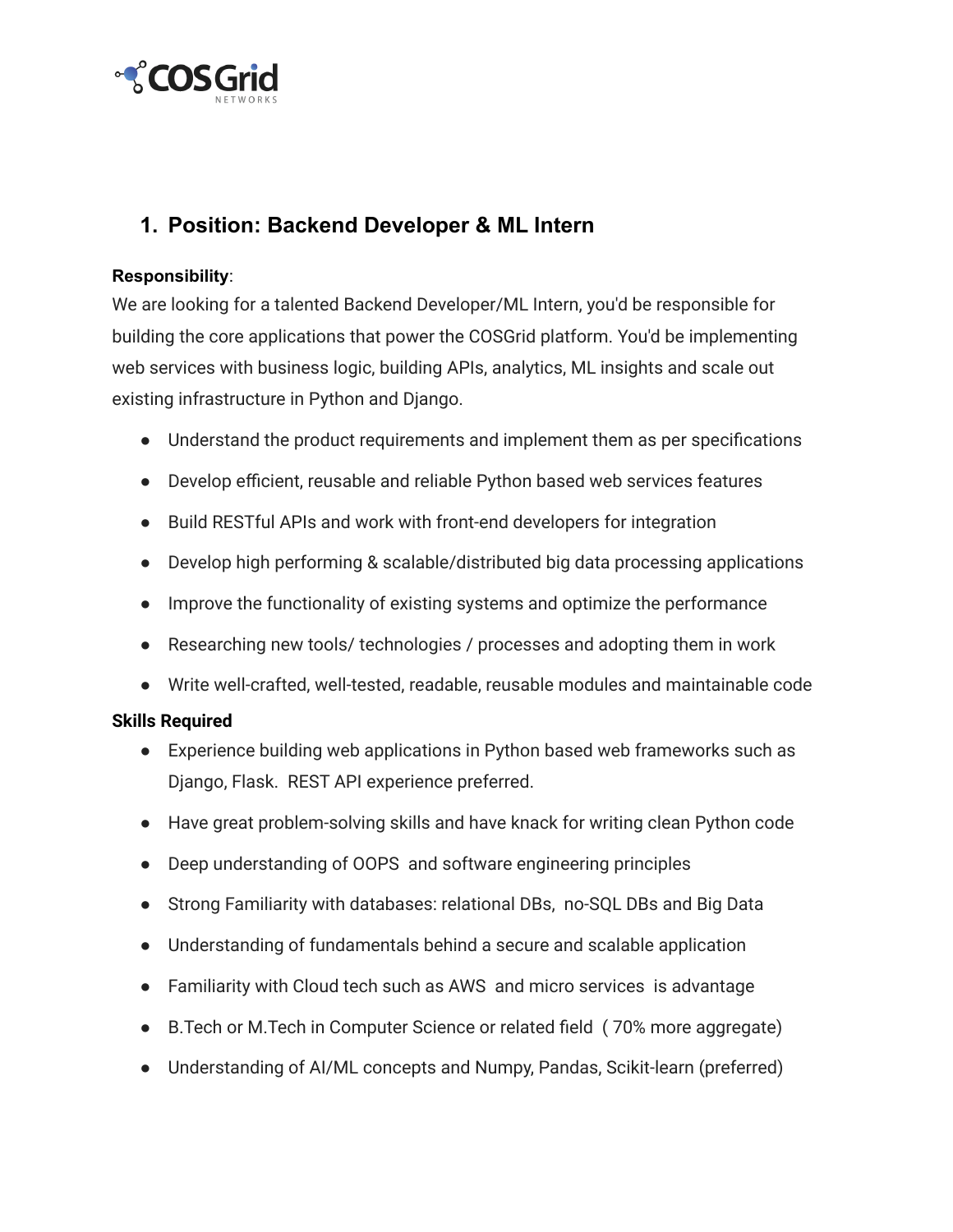## 1. Position: Backend Developer & ML Intern

**Responsibility**:
We are looking for a talented Backend Developer/ML Intern, you'd be responsible for building the core applications that power the COSGrid platform. You'd be implementing web services with business logic, building APIs, analytics, ML insights and scale out existing infrastructure in Python and Django.

- Understand the product requirements and implement them as per specifications
- Develop efficient, reusable and reliable Python based web services features
- Build RESTful APIs and work with front-end developers for integration
- Develop high performing & scalable/distributed big data processing applications
- Improve the functionality of existing systems and optimize the performance
- Researching new tools/ technologies / processes and adopting them in work
- Write well-crafted, well-tested, readable, reusable modules and maintainable code

**Skills Required**

- Experience building web applications in Python based web frameworks such as Django, Flask. REST API experience preferred.
- Have great problem-solving skills and have knack for writing clean Python code
- Deep understanding of OOPS and software engineering principles
- Strong Familiarity with databases: relational DBs, no-SQL DBs and Big Data
- Understanding of fundamentals behind a secure and scalable application
- Familiarity with Cloud tech such as AWS and micro services is advantage
- B.Tech or M.Tech in Computer Science or related field ( 70% more aggregate)
- Understanding of AI/ML concepts and Numpy, Pandas, Scikit-learn (preferred)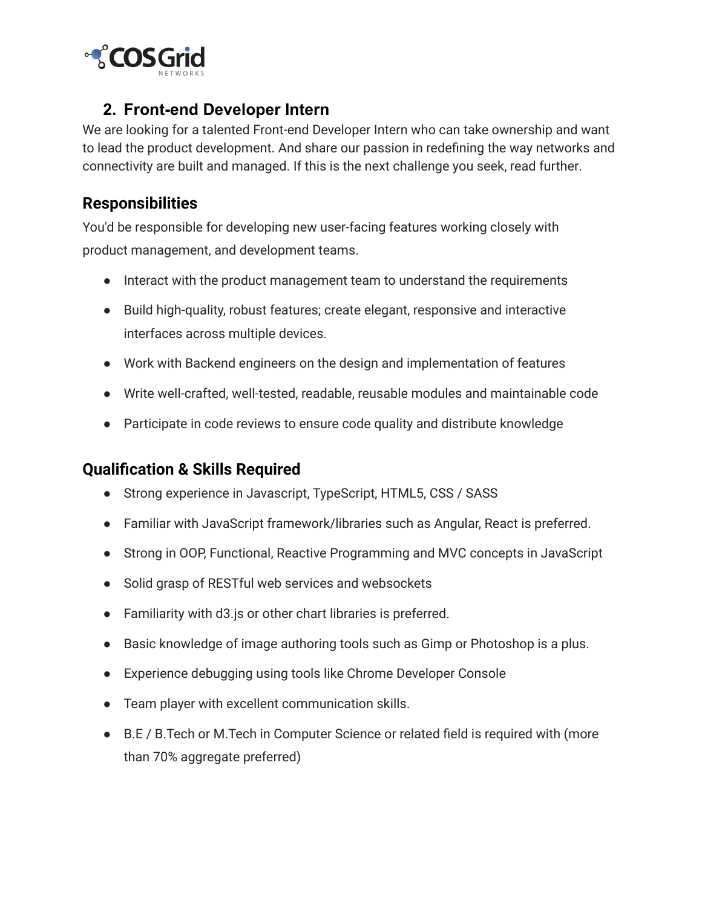## 2. Front-end Developer Intern

We are looking for a talented Front-end Developer Intern who can take ownership and want to lead the product development. And share our passion in redefining the way networks and connectivity are built and managed. If this is the next challenge you seek, read further.

### Responsibilities

You'd be responsible for developing new user-facing features working closely with product management, and development teams.

- Interact with the product management team to understand the requirements
- Build high-quality, robust features; create elegant, responsive and interactive interfaces across multiple devices.
- Work with Backend engineers on the design and implementation of features
- Write well-crafted, well-tested, readable, reusable modules and maintainable code
- Participate in code reviews to ensure code quality and distribute knowledge

### Qualification & Skills Required

- Strong experience in Javascript, TypeScript, HTML5, CSS / SASS
- Familiar with JavaScript framework/libraries such as Angular, React is preferred.
- Strong in OOP, Functional, Reactive Programming and MVC concepts in JavaScript
- Solid grasp of RESTful web services and websockets
- Familiarity with d3.js or other chart libraries is preferred.
- Basic knowledge of image authoring tools such as Gimp or Photoshop is a plus.
- Experience debugging using tools like Chrome Developer Console
- Team player with excellent communication skills.
- B.E / B.Tech or M.Tech in Computer Science or related field is required with (more than 70% aggregate preferred)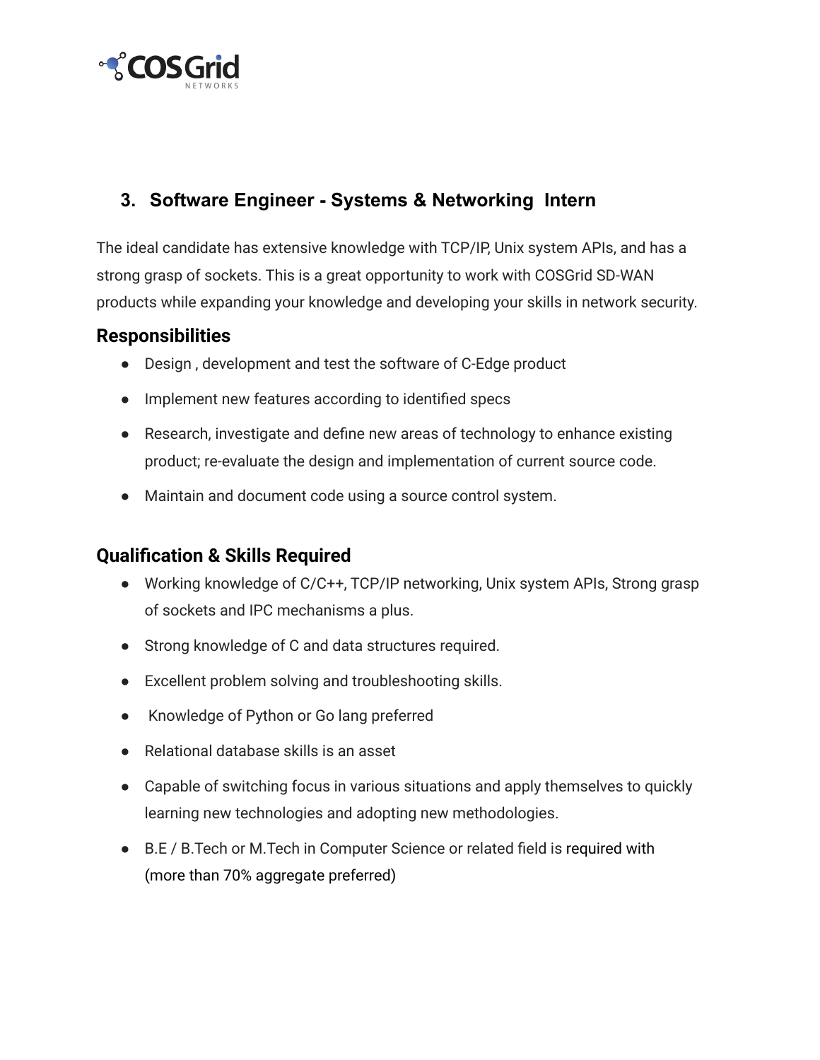## 3. Software Engineer - Systems & Networking Intern

The ideal candidate has extensive knowledge with TCP/IP, Unix system APIs, and has a strong grasp of sockets. This is a great opportunity to work with COSGrid SD-WAN products while expanding your knowledge and developing your skills in network security.

### Responsibilities

- Design , development and test the software of C-Edge product
- Implement new features according to identified specs
- Research, investigate and define new areas of technology to enhance existing product; re-evaluate the design and implementation of current source code.
- Maintain and document code using a source control system.

### Qualification & Skills Required

- Working knowledge of C/C++, TCP/IP networking, Unix system APIs, Strong grasp of sockets and IPC mechanisms a plus.
- Strong knowledge of C and data structures required.
- Excellent problem solving and troubleshooting skills.
- Knowledge of Python or Go lang preferred
- Relational database skills is an asset
- Capable of switching focus in various situations and apply themselves to quickly learning new technologies and adopting new methodologies.
- B.E / B.Tech or M.Tech in Computer Science or related field is required with (more than 70% aggregate preferred)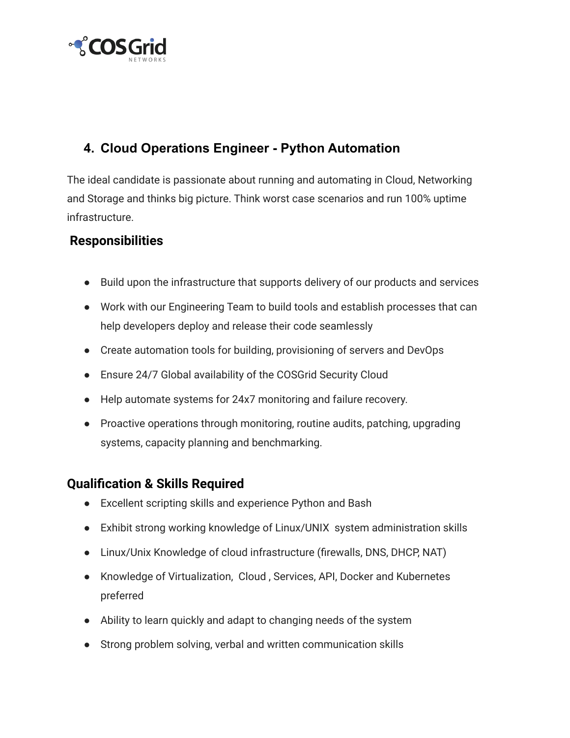## 4. Cloud Operations Engineer - Python Automation

The ideal candidate is passionate about running and automating in Cloud, Networking and Storage and thinks big picture. Think worst case scenarios and run 100% uptime infrastructure.

### Responsibilities

- Build upon the infrastructure that supports delivery of our products and services
- Work with our Engineering Team to build tools and establish processes that can help developers deploy and release their code seamlessly
- Create automation tools for building, provisioning of servers and DevOps
- Ensure 24/7 Global availability of the COSGrid Security Cloud
- Help automate systems for 24x7 monitoring and failure recovery.
- Proactive operations through monitoring, routine audits, patching, upgrading systems, capacity planning and benchmarking.

### Qualification & Skills Required

- Excellent scripting skills and experience Python and Bash
- Exhibit strong working knowledge of Linux/UNIX system administration skills
- Linux/Unix Knowledge of cloud infrastructure (firewalls, DNS, DHCP, NAT)
- Knowledge of Virtualization, Cloud , Services, API, Docker and Kubernetes preferred
- Ability to learn quickly and adapt to changing needs of the system
- Strong problem solving, verbal and written communication skills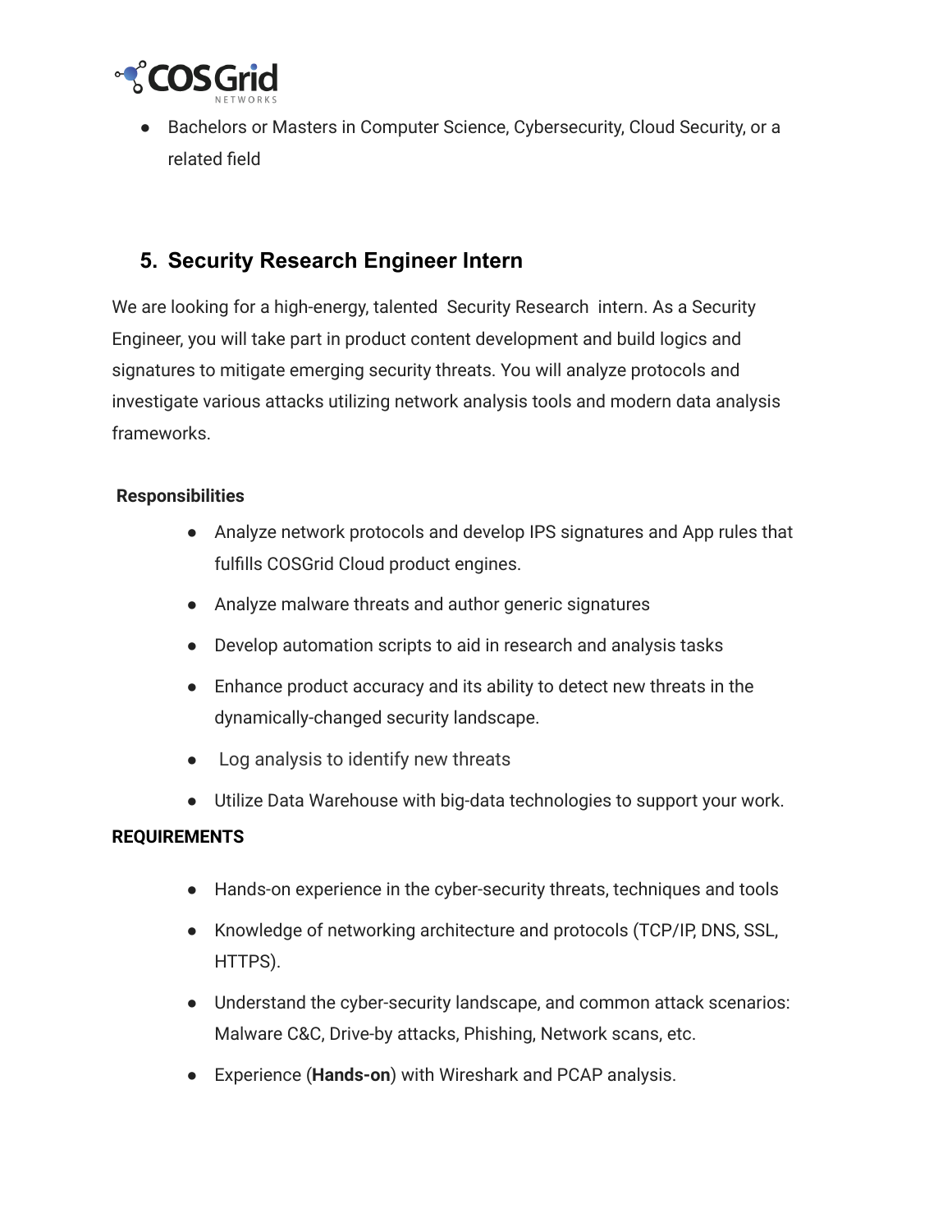- Bachelors or Masters in Computer Science, Cybersecurity, Cloud Security, or a related field

## 5. Security Research Engineer Intern

We are looking for a high-energy, talented Security Research intern. As a Security Engineer, you will take part in product content development and build logics and signatures to mitigate emerging security threats. You will analyze protocols and investigate various attacks utilizing network analysis tools and modern data analysis frameworks.

**Responsibilities**

- Analyze network protocols and develop IPS signatures and App rules that fulfills COSGrid Cloud product engines.
- Analyze malware threats and author generic signatures
- Develop automation scripts to aid in research and analysis tasks
- Enhance product accuracy and its ability to detect new threats in the dynamically-changed security landscape.
- Log analysis to identify new threats
- Utilize Data Warehouse with big-data technologies to support your work.

**REQUIREMENTS**

- Hands-on experience in the cyber-security threats, techniques and tools
- Knowledge of networking architecture and protocols (TCP/IP, DNS, SSL, HTTPS).
- Understand the cyber-security landscape, and common attack scenarios: Malware C&C, Drive-by attacks, Phishing, Network scans, etc.
- Experience (**Hands-on**) with Wireshark and PCAP analysis.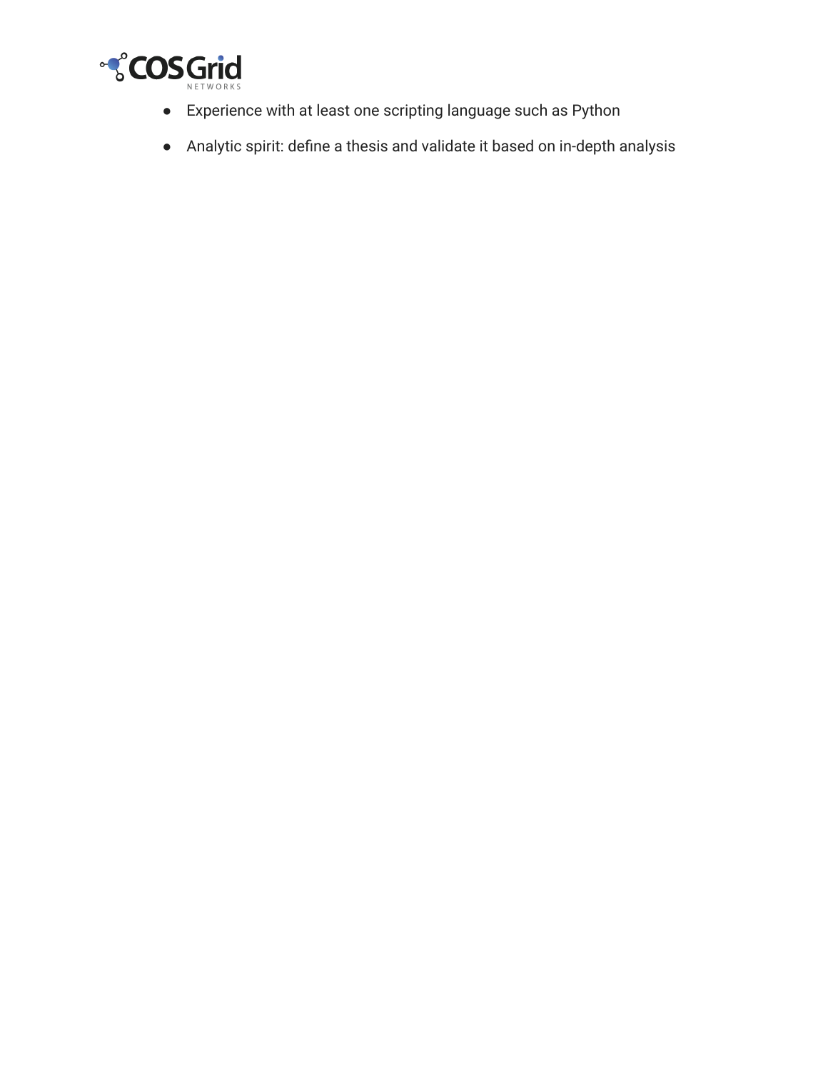- Experience with at least one scripting language such as Python
- Analytic spirit: define a thesis and validate it based on in-depth analysis